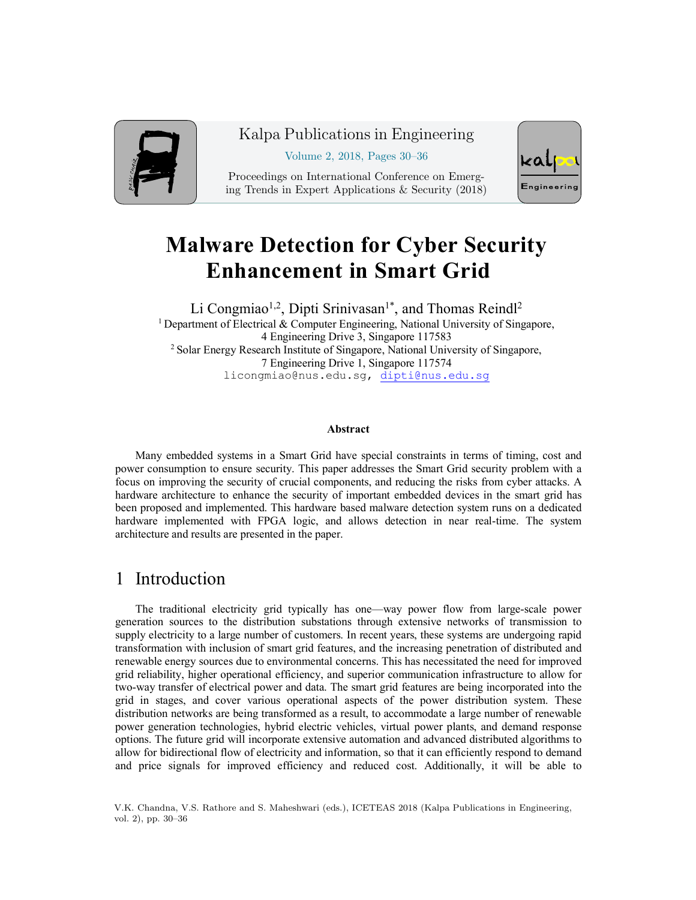# Malware Detection for Cyber Security Enhancement in Smart Grid

Li Congmiao[1,2], Dipti Srinivasan[1*], and Thomas Reindl[2]

[1] Department of Electrical & Computer Engineering, National University of Singapore, 4 Engineering Drive 3, Singapore 117583

[2] Solar Energy Research Institute of Singapore, National University of Singapore, 7 Engineering Drive 1, Singapore 117574

licongmiao@nus.edu.sg, dipti@nus.edu.sg

### Abstract

Many embedded systems in a Smart Grid have special constraints in terms of timing, cost and power consumption to ensure security. This paper addresses the Smart Grid security problem with a focus on improving the security of crucial components, and reducing the risks from cyber attacks. A hardware architecture to enhance the security of important embedded devices in the smart grid has been proposed and implemented. This hardware based malware detection system runs on a dedicated hardware implemented with FPGA logic, and allows detection in near real-time. The system architecture and results are presented in the paper.

## 1 Introduction

The traditional electricity grid typically has one—way power flow from large-scale power generation sources to the distribution substations through extensive networks of transmission to supply electricity to a large number of customers. In recent years, these systems are undergoing rapid transformation with inclusion of smart grid features, and the increasing penetration of distributed and renewable energy sources due to environmental concerns. This has necessitated the need for improved grid reliability, higher operational efficiency, and superior communication infrastructure to allow for two-way transfer of electrical power and data. The smart grid features are being incorporated into the grid in stages, and cover various operational aspects of the power distribution system. These distribution networks are being transformed as a result, to accommodate a large number of renewable power generation technologies, hybrid electric vehicles, virtual power plants, and demand response options. The future grid will incorporate extensive automation and advanced distributed algorithms to allow for bidirectional flow of electricity and information, so that it can efficiently respond to demand and price signals for improved efficiency and reduced cost. Additionally, it will be able to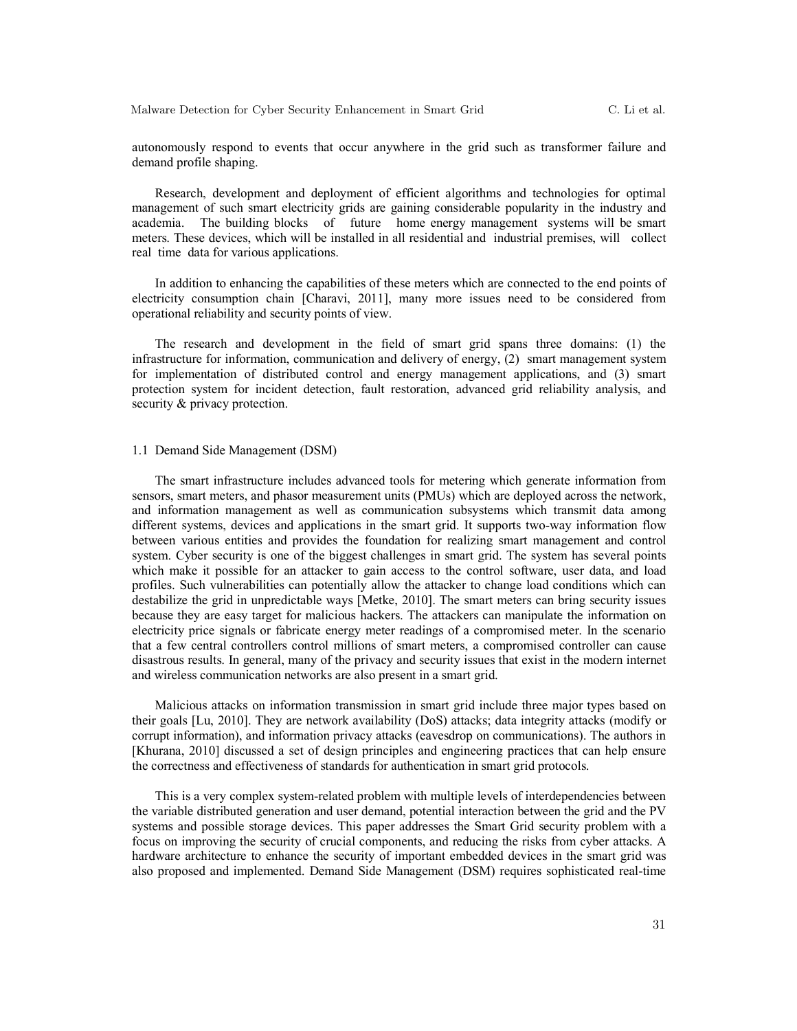autonomously respond to events that occur anywhere in the grid such as transformer failure and demand profile shaping.

Research, development and deployment of efficient algorithms and technologies for optimal management of such smart electricity grids are gaining considerable popularity in the industry and academia. The building blocks of future home energy management systems will be smart meters. These devices, which will be installed in all residential and industrial premises, will collect real time data for various applications.

In addition to enhancing the capabilities of these meters which are connected to the end points of electricity consumption chain [Charavi, 2011], many more issues need to be considered from operational reliability and security points of view.

The research and development in the field of smart grid spans three domains: (1) the infrastructure for information, communication and delivery of energy, (2) smart management system for implementation of distributed control and energy management applications, and (3) smart protection system for incident detection, fault restoration, advanced grid reliability analysis, and security & privacy protection.

### 1.1 Demand Side Management (DSM)

The smart infrastructure includes advanced tools for metering which generate information from sensors, smart meters, and phasor measurement units (PMUs) which are deployed across the network, and information management as well as communication subsystems which transmit data among different systems, devices and applications in the smart grid. It supports two-way information flow between various entities and provides the foundation for realizing smart management and control system. Cyber security is one of the biggest challenges in smart grid. The system has several points which make it possible for an attacker to gain access to the control software, user data, and load profiles. Such vulnerabilities can potentially allow the attacker to change load conditions which can destabilize the grid in unpredictable ways [Metke, 2010]. The smart meters can bring security issues because they are easy target for malicious hackers. The attackers can manipulate the information on electricity price signals or fabricate energy meter readings of a compromised meter. In the scenario that a few central controllers control millions of smart meters, a compromised controller can cause disastrous results. In general, many of the privacy and security issues that exist in the modern internet and wireless communication networks are also present in a smart grid.

Malicious attacks on information transmission in smart grid include three major types based on their goals [Lu, 2010]. They are network availability (DoS) attacks; data integrity attacks (modify or corrupt information), and information privacy attacks (eavesdrop on communications). The authors in [Khurana, 2010] discussed a set of design principles and engineering practices that can help ensure the correctness and effectiveness of standards for authentication in smart grid protocols.

This is a very complex system-related problem with multiple levels of interdependencies between the variable distributed generation and user demand, potential interaction between the grid and the PV systems and possible storage devices. This paper addresses the Smart Grid security problem with a focus on improving the security of crucial components, and reducing the risks from cyber attacks. A hardware architecture to enhance the security of important embedded devices in the smart grid was also proposed and implemented. Demand Side Management (DSM) requires sophisticated real-time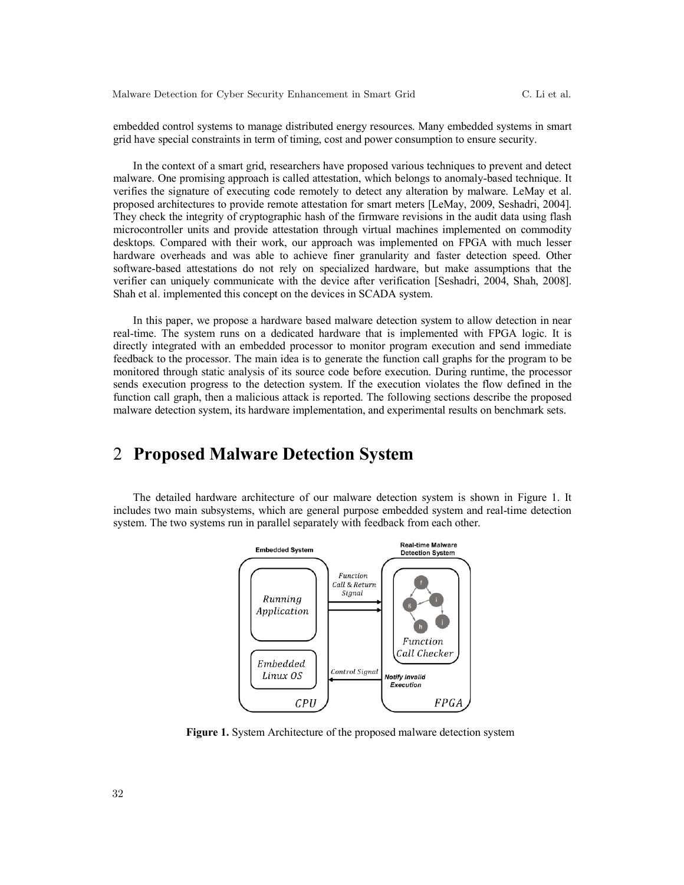embedded control systems to manage distributed energy resources. Many embedded systems in smart grid have special constraints in term of timing, cost and power consumption to ensure security.

In the context of a smart grid, researchers have proposed various techniques to prevent and detect malware. One promising approach is called attestation, which belongs to anomaly-based technique. It verifies the signature of executing code remotely to detect any alteration by malware. LeMay et al. proposed architectures to provide remote attestation for smart meters [LeMay, 2009, Seshadri, 2004]. They check the integrity of cryptographic hash of the firmware revisions in the audit data using flash microcontroller units and provide attestation through virtual machines implemented on commodity desktops. Compared with their work, our approach was implemented on FPGA with much lesser hardware overheads and was able to achieve finer granularity and faster detection speed. Other software-based attestations do not rely on specialized hardware, but make assumptions that the verifier can uniquely communicate with the device after verification [Seshadri, 2004, Shah, 2008]. Shah et al. implemented this concept on the devices in SCADA system.

In this paper, we propose a hardware based malware detection system to allow detection in near real-time. The system runs on a dedicated hardware that is implemented with FPGA logic. It is directly integrated with an embedded processor to monitor program execution and send immediate feedback to the processor. The main idea is to generate the function call graphs for the program to be monitored through static analysis of its source code before execution. During runtime, the processor sends execution progress to the detection system. If the execution violates the flow defined in the function call graph, then a malicious attack is reported. The following sections describe the proposed malware detection system, its hardware implementation, and experimental results on benchmark sets.

## 2 Proposed Malware Detection System

The detailed hardware architecture of our malware detection system is shown in Figure 1. It includes two main subsystems, which are general purpose embedded system and real-time detection system. The two systems run in parallel separately with feedback from each other.

**Figure 1.** System Architecture of the proposed malware detection system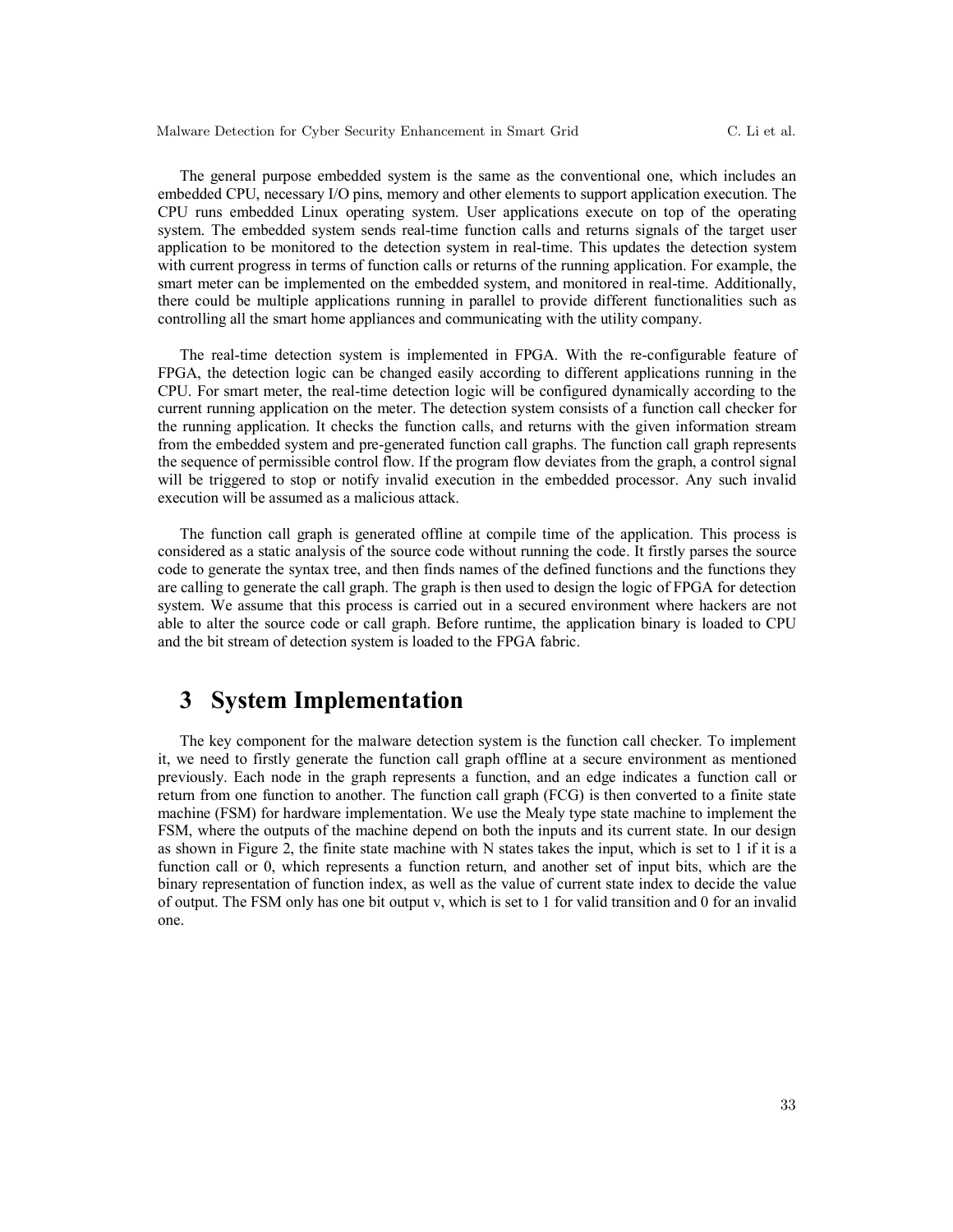The general purpose embedded system is the same as the conventional one, which includes an embedded CPU, necessary I/O pins, memory and other elements to support application execution. The CPU runs embedded Linux operating system. User applications execute on top of the operating system. The embedded system sends real-time function calls and returns signals of the target user application to be monitored to the detection system in real-time. This updates the detection system with current progress in terms of function calls or returns of the running application. For example, the smart meter can be implemented on the embedded system, and monitored in real-time. Additionally, there could be multiple applications running in parallel to provide different functionalities such as controlling all the smart home appliances and communicating with the utility company.

The real-time detection system is implemented in FPGA. With the re-configurable feature of FPGA, the detection logic can be changed easily according to different applications running in the CPU. For smart meter, the real-time detection logic will be configured dynamically according to the current running application on the meter. The detection system consists of a function call checker for the running application. It checks the function calls, and returns with the given information stream from the embedded system and pre-generated function call graphs. The function call graph represents the sequence of permissible control flow. If the program flow deviates from the graph, a control signal will be triggered to stop or notify invalid execution in the embedded processor. Any such invalid execution will be assumed as a malicious attack.

The function call graph is generated offline at compile time of the application. This process is considered as a static analysis of the source code without running the code. It firstly parses the source code to generate the syntax tree, and then finds names of the defined functions and the functions they are calling to generate the call graph. The graph is then used to design the logic of FPGA for detection system. We assume that this process is carried out in a secured environment where hackers are not able to alter the source code or call graph. Before runtime, the application binary is loaded to CPU and the bit stream of detection system is loaded to the FPGA fabric.

# 3 System Implementation

The key component for the malware detection system is the function call checker. To implement it, we need to firstly generate the function call graph offline at a secure environment as mentioned previously. Each node in the graph represents a function, and an edge indicates a function call or return from one function to another. The function call graph (FCG) is then converted to a finite state machine (FSM) for hardware implementation. We use the Mealy type state machine to implement the FSM, where the outputs of the machine depend on both the inputs and its current state. In our design as shown in Figure 2, the finite state machine with N states takes the input, which is set to 1 if it is a function call or 0, which represents a function return, and another set of input bits, which are the binary representation of function index, as well as the value of current state index to decide the value of output. The FSM only has one bit output v, which is set to 1 for valid transition and 0 for an invalid one.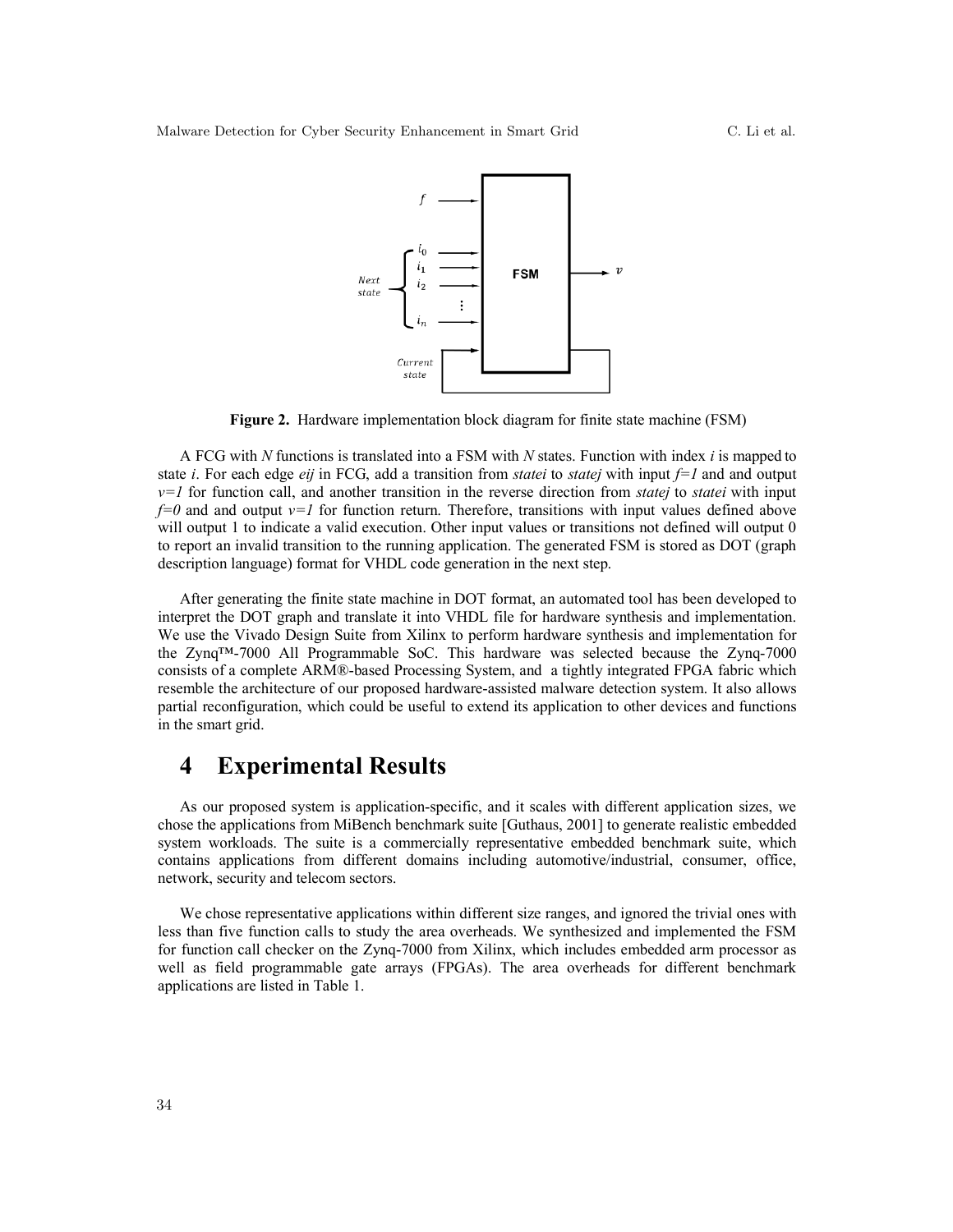**Figure 2.** Hardware implementation block diagram for finite state machine (FSM)

A FCG with *N* functions is translated into a FSM with *N* states. Function with index *i* is mapped to state *i*. For each edge *eij* in FCG, add a transition from *statei* to *statej* with input *f=1* and and output *v=1* for function call, and another transition in the reverse direction from *statej* to *statei* with input *f=0* and and output *v=1* for function return. Therefore, transitions with input values defined above will output 1 to indicate a valid execution. Other input values or transitions not defined will output 0 to report an invalid transition to the running application. The generated FSM is stored as DOT (graph description language) format for VHDL code generation in the next step.

After generating the finite state machine in DOT format, an automated tool has been developed to interpret the DOT graph and translate it into VHDL file for hardware synthesis and implementation. We use the Vivado Design Suite from Xilinx to perform hardware synthesis and implementation for the Zynq™-7000 All Programmable SoC. This hardware was selected because the Zynq-7000 consists of a complete ARM®-based Processing System, and a tightly integrated FPGA fabric which resemble the architecture of our proposed hardware-assisted malware detection system. It also allows partial reconfiguration, which could be useful to extend its application to other devices and functions in the smart grid.

# 4 Experimental Results

As our proposed system is application-specific, and it scales with different application sizes, we chose the applications from MiBench benchmark suite [Guthaus, 2001] to generate realistic embedded system workloads. The suite is a commercially representative embedded benchmark suite, which contains applications from different domains including automotive/industrial, consumer, office, network, security and telecom sectors.

We chose representative applications within different size ranges, and ignored the trivial ones with less than five function calls to study the area overheads. We synthesized and implemented the FSM for function call checker on the Zynq-7000 from Xilinx, which includes embedded arm processor as well as field programmable gate arrays (FPGAs). The area overheads for different benchmark applications are listed in Table 1.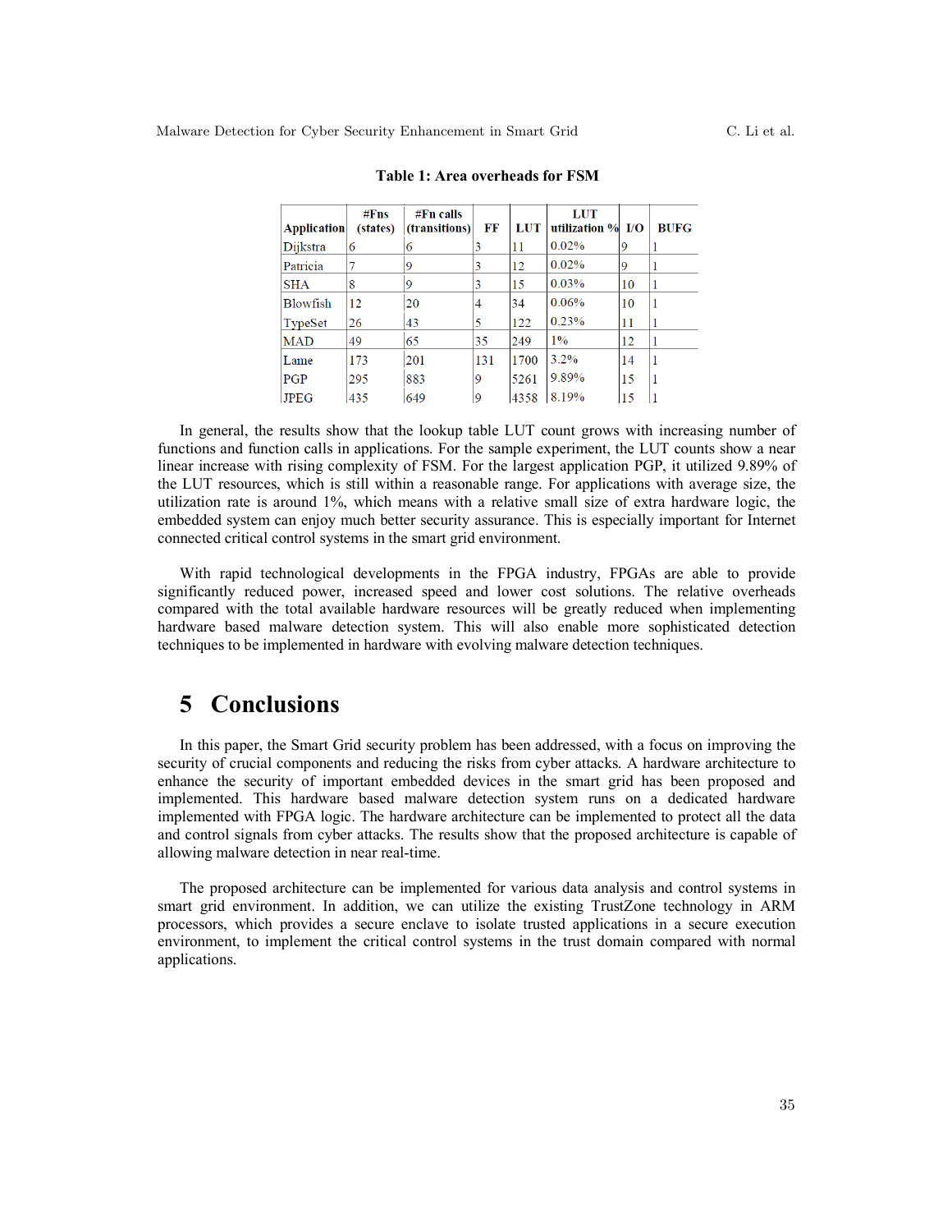**Table 1: Area overheads for FSM**

| Application | #Fns (states) | #Fn calls (transitions) | FF | LUT | LUT utilization % | I/O | BUFG |
|---|---|---|---|---|---|---|---|
| Dijkstra | 6 | 6 | 3 | 11 | 0.02% | 9 | 1 |
| Patricia | 7 | 9 | 3 | 12 | 0.02% | 9 | 1 |
| SHA | 8 | 9 | 3 | 15 | 0.03% | 10 | 1 |
| Blowfish | 12 | 20 | 4 | 34 | 0.06% | 10 | 1 |
| TypeSet | 26 | 43 | 5 | 122 | 0.23% | 11 | 1 |
| MAD | 49 | 65 | 35 | 249 | 1% | 12 | 1 |
| Lame | 173 | 201 | 131 | 1700 | 3.2% | 14 | 1 |
| PGP | 295 | 883 | 9 | 5261 | 9.89% | 15 | 1 |
| JPEG | 435 | 649 | 9 | 4358 | 8.19% | 15 | 1 |

In general, the results show that the lookup table LUT count grows with increasing number of functions and function calls in applications. For the sample experiment, the LUT counts show a near linear increase with rising complexity of FSM. For the largest application PGP, it utilized 9.89% of the LUT resources, which is still within a reasonable range. For applications with average size, the utilization rate is around 1%, which means with a relative small size of extra hardware logic, the embedded system can enjoy much better security assurance. This is especially important for Internet connected critical control systems in the smart grid environment.

With rapid technological developments in the FPGA industry, FPGAs are able to provide significantly reduced power, increased speed and lower cost solutions. The relative overheads compared with the total available hardware resources will be greatly reduced when implementing hardware based malware detection system. This will also enable more sophisticated detection techniques to be implemented in hardware with evolving malware detection techniques.

# 5 Conclusions

In this paper, the Smart Grid security problem has been addressed, with a focus on improving the security of crucial components and reducing the risks from cyber attacks. A hardware architecture to enhance the security of important embedded devices in the smart grid has been proposed and implemented. This hardware based malware detection system runs on a dedicated hardware implemented with FPGA logic. The hardware architecture can be implemented to protect all the data and control signals from cyber attacks. The results show that the proposed architecture is capable of allowing malware detection in near real-time.

The proposed architecture can be implemented for various data analysis and control systems in smart grid environment. In addition, we can utilize the existing TrustZone technology in ARM processors, which provides a secure enclave to isolate trusted applications in a secure execution environment, to implement the critical control systems in the trust domain compared with normal applications.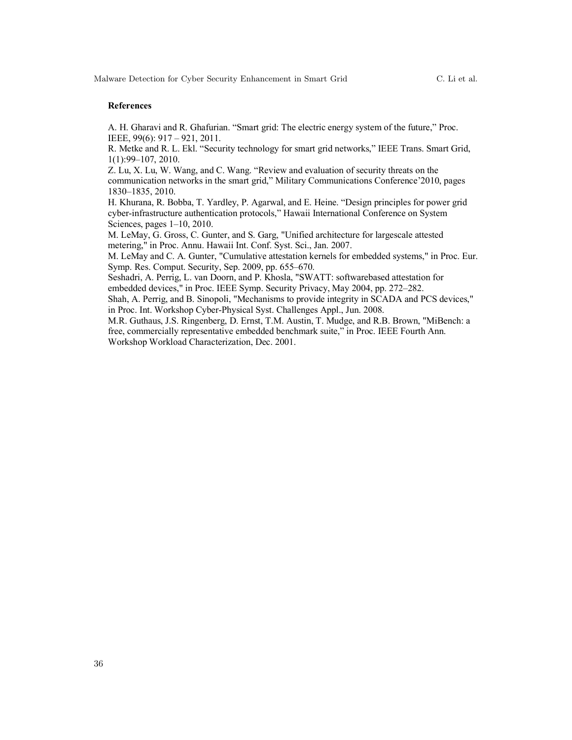**References**

A. H. Gharavi and R. Ghafurian. "Smart grid: The electric energy system of the future," Proc. IEEE, 99(6): 917 – 921, 2011.

R. Metke and R. L. Ekl. "Security technology for smart grid networks," IEEE Trans. Smart Grid, 1(1):99–107, 2010.

Z. Lu, X. Lu, W. Wang, and C. Wang. "Review and evaluation of security threats on the communication networks in the smart grid," Military Communications Conference'2010, pages 1830–1835, 2010.

H. Khurana, R. Bobba, T. Yardley, P. Agarwal, and E. Heine. "Design principles for power grid cyber-infrastructure authentication protocols," Hawaii International Conference on System Sciences, pages 1–10, 2010.

M. LeMay, G. Gross, C. Gunter, and S. Garg, "Unified architecture for largescale attested metering," in Proc. Annu. Hawaii Int. Conf. Syst. Sci., Jan. 2007.

M. LeMay and C. A. Gunter, "Cumulative attestation kernels for embedded systems," in Proc. Eur. Symp. Res. Comput. Security, Sep. 2009, pp. 655–670.

Seshadri, A. Perrig, L. van Doorn, and P. Khosla, "SWATT: softwarebased attestation for embedded devices," in Proc. IEEE Symp. Security Privacy, May 2004, pp. 272–282.

Shah, A. Perrig, and B. Sinopoli, "Mechanisms to provide integrity in SCADA and PCS devices," in Proc. Int. Workshop Cyber-Physical Syst. Challenges Appl., Jun. 2008.

M.R. Guthaus, J.S. Ringenberg, D. Ernst, T.M. Austin, T. Mudge, and R.B. Brown, "MiBench: a free, commercially representative embedded benchmark suite," in Proc. IEEE Fourth Ann. Workshop Workload Characterization, Dec. 2001.